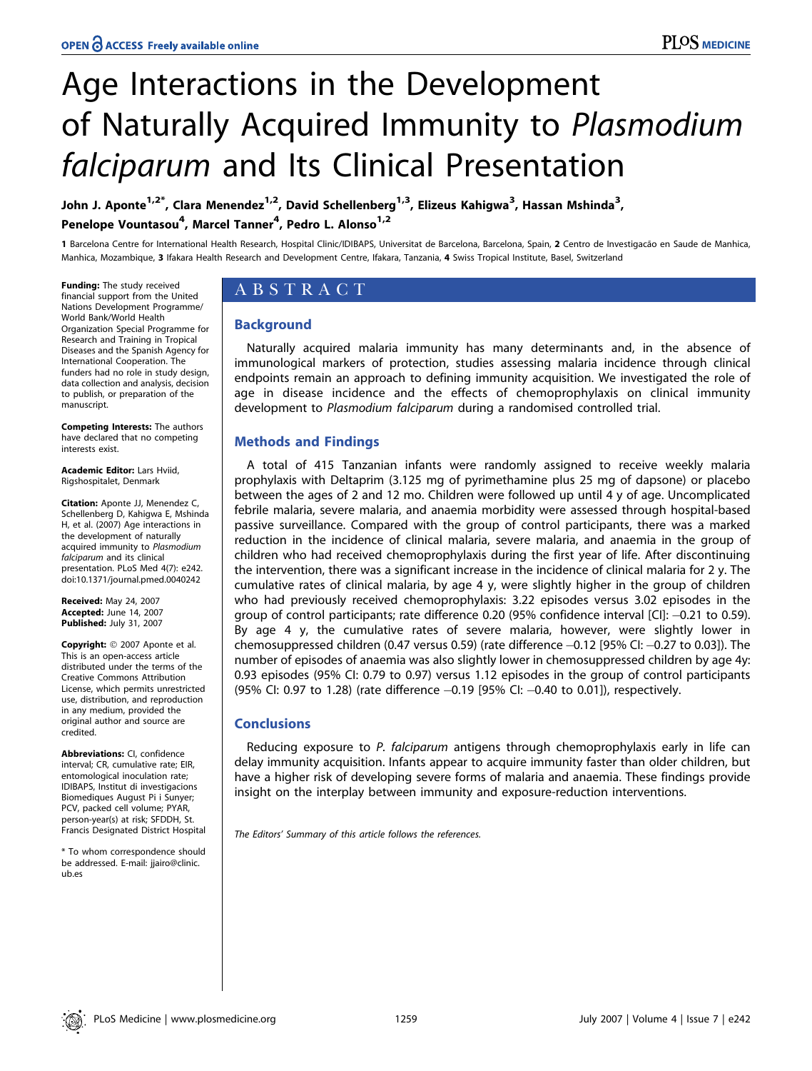# Age Interactions in the Development of Naturally Acquired Immunity to *Plasmodium falciparum* and Its Clinical Presentation

**John J. Aponte**[1,2*], **Clara Menendez**[1,2], **David Schellenberg**[1,3], **Elizeus Kahigwa**[3], **Hassan Mshinda**[3], **Penelope Vountasou**[4], **Marcel Tanner**[4], **Pedro L. Alonso**[1,2]

**1** Barcelona Centre for International Health Research, Hospital Clinic/IDIBAPS, Universitat de Barcelona, Barcelona, Spain, **2** Centro de Investigacão en Saude de Manhica, Manhica, Mozambique, **3** Ifakara Health Research and Development Centre, Ifakara, Tanzania, **4** Swiss Tropical Institute, Basel, Switzerland

**Funding:** The study received financial support from the United Nations Development Programme/World Bank/World Health Organization Special Programme for Research and Training in Tropical Diseases and the Spanish Agency for International Cooperation. The funders had no role in study design, data collection and analysis, decision to publish, or preparation of the manuscript.

**Competing Interests:** The authors have declared that no competing interests exist.

**Academic Editor:** Lars Hviid, Rigshospitalet, Denmark

**Citation:** Aponte JJ, Menendez C, Schellenberg D, Kahigwa E, Mshinda H, et al. (2007) Age interactions in the development of naturally acquired immunity to *Plasmodium falciparum* and its clinical presentation. PLoS Med 4(7): e242. doi:10.1371/journal.pmed.0040242

**Received:** May 24, 2007
**Accepted:** June 14, 2007
**Published:** July 31, 2007

**Copyright:** © 2007 Aponte et al. This is an open-access article distributed under the terms of the Creative Commons Attribution License, which permits unrestricted use, distribution, and reproduction in any medium, provided the original author and source are credited.

**Abbreviations:** CI, confidence interval; CR, cumulative rate; EIR, entomological inoculation rate; IDIBAPS, Institut di investigacions Biomediques August Pi i Sunyer; PCV, packed cell volume; PYAR, person-year(s) at risk; SFDDH, St. Francis Designated District Hospital

\* To whom correspondence should be addressed. E-mail: jjairo@clinic.ub.es

## ABSTRACT

### Background

Naturally acquired malaria immunity has many determinants and, in the absence of immunological markers of protection, studies assessing malaria incidence through clinical endpoints remain an approach to defining immunity acquisition. We investigated the role of age in disease incidence and the effects of chemoprophylaxis on clinical immunity development to *Plasmodium falciparum* during a randomised controlled trial.

### Methods and Findings

A total of 415 Tanzanian infants were randomly assigned to receive weekly malaria prophylaxis with Deltaprim (3.125 mg of pyrimethamine plus 25 mg of dapsone) or placebo between the ages of 2 and 12 mo. Children were followed up until 4 y of age. Uncomplicated febrile malaria, severe malaria, and anaemia morbidity were assessed through hospital-based passive surveillance. Compared with the group of control participants, there was a marked reduction in the incidence of clinical malaria, severe malaria, and anaemia in the group of children who had received chemoprophylaxis during the first year of life. After discontinuing the intervention, there was a significant increase in the incidence of clinical malaria for 2 y. The cumulative rates of clinical malaria, by age 4 y, were slightly higher in the group of children who had previously received chemoprophylaxis: 3.22 episodes versus 3.02 episodes in the group of control participants; rate difference 0.20 (95% confidence interval [CI]: −0.21 to 0.59). By age 4 y, the cumulative rates of severe malaria, however, were slightly lower in chemosuppressed children (0.47 versus 0.59) (rate difference −0.12 [95% CI: −0.27 to 0.03]). The number of episodes of anaemia was also slightly lower in chemosuppressed children by age 4y: 0.93 episodes (95% CI: 0.79 to 0.97) versus 1.12 episodes in the group of control participants (95% CI: 0.97 to 1.28) (rate difference −0.19 [95% CI: −0.40 to 0.01]), respectively.

### Conclusions

Reducing exposure to *P. falciparum* antigens through chemoprophylaxis early in life can delay immunity acquisition. Infants appear to acquire immunity faster than older children, but have a higher risk of developing severe forms of malaria and anaemia. These findings provide insight on the interplay between immunity and exposure-reduction interventions.

*The Editors' Summary of this article follows the references.*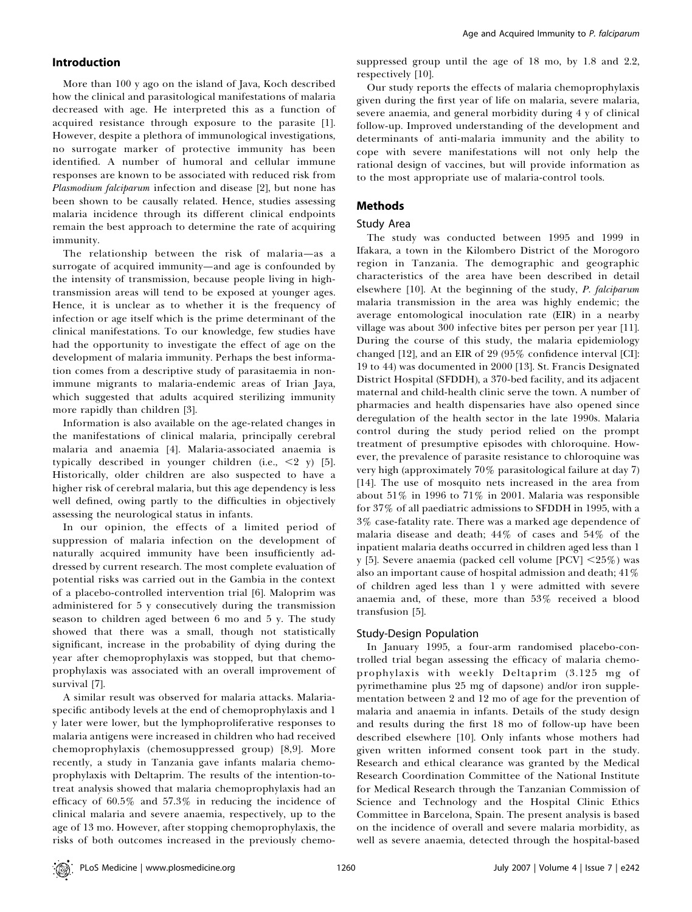## Introduction

More than 100 y ago on the island of Java, Koch described how the clinical and parasitological manifestations of malaria decreased with age. He interpreted this as a function of acquired resistance through exposure to the parasite [1]. However, despite a plethora of immunological investigations, no surrogate marker of protective immunity has been identified. A number of humoral and cellular immune responses are known to be associated with reduced risk from *Plasmodium falciparum* infection and disease [2], but none has been shown to be causally related. Hence, studies assessing malaria incidence through its different clinical endpoints remain the best approach to determine the rate of acquiring immunity.

The relationship between the risk of malaria—as a surrogate of acquired immunity—and age is confounded by the intensity of transmission, because people living in high-transmission areas will tend to be exposed at younger ages. Hence, it is unclear as to whether it is the frequency of infection or age itself which is the prime determinant of the clinical manifestations. To our knowledge, few studies have had the opportunity to investigate the effect of age on the development of malaria immunity. Perhaps the best information comes from a descriptive study of parasitaemia in non-immune migrants to malaria-endemic areas of Irian Jaya, which suggested that adults acquired sterilizing immunity more rapidly than children [3].

Information is also available on the age-related changes in the manifestations of clinical malaria, principally cerebral malaria and anaemia [4]. Malaria-associated anaemia is typically described in younger children (i.e., <2 y) [5]. Historically, older children are also suspected to have a higher risk of cerebral malaria, but this age dependency is less well defined, owing partly to the difficulties in objectively assessing the neurological status in infants.

In our opinion, the effects of a limited period of suppression of malaria infection on the development of naturally acquired immunity have been insufficiently addressed by current research. The most complete evaluation of potential risks was carried out in the Gambia in the context of a placebo-controlled intervention trial [6]. Maloprim was administered for 5 y consecutively during the transmission season to children aged between 6 mo and 5 y. The study showed that there was a small, though not statistically significant, increase in the probability of dying during the year after chemoprophylaxis was stopped, but that chemoprophylaxis was associated with an overall improvement of survival [7].

A similar result was observed for malaria attacks. Malaria-specific antibody levels at the end of chemoprophylaxis and 1 y later were lower, but the lymphoproliferative responses to malaria antigens were increased in children who had received chemoprophylaxis (chemosuppressed group) [8,9]. More recently, a study in Tanzania gave infants malaria chemoprophylaxis with Deltaprim. The results of the intention-to-treat analysis showed that malaria chemoprophylaxis had an efficacy of 60.5% and 57.3% in reducing the incidence of clinical malaria and severe anaemia, respectively, up to the age of 13 mo. However, after stopping chemoprophylaxis, the risks of both outcomes increased in the previously chemosuppressed group until the age of 18 mo, by 1.8 and 2.2, respectively [10].

Our study reports the effects of malaria chemoprophylaxis given during the first year of life on malaria, severe malaria, severe anaemia, and general morbidity during 4 y of clinical follow-up. Improved understanding of the development and determinants of anti-malaria immunity and the ability to cope with severe manifestations will not only help the rational design of vaccines, but will provide information as to the most appropriate use of malaria-control tools.

## Methods

### Study Area

The study was conducted between 1995 and 1999 in Ifakara, a town in the Kilombero District of the Morogoro region in Tanzania. The demographic and geographic characteristics of the area have been described in detail elsewhere [10]. At the beginning of the study, *P. falciparum* malaria transmission in the area was highly endemic; the average entomological inoculation rate (EIR) in a nearby village was about 300 infective bites per person per year [11]. During the course of this study, the malaria epidemiology changed [12], and an EIR of 29 (95% confidence interval [CI]: 19 to 44) was documented in 2000 [13]. St. Francis Designated District Hospital (SFDDH), a 370-bed facility, and its adjacent maternal and child-health clinic serve the town. A number of pharmacies and health dispensaries have also opened since deregulation of the health sector in the late 1990s. Malaria control during the study period relied on the prompt treatment of presumptive episodes with chloroquine. However, the prevalence of parasite resistance to chloroquine was very high (approximately 70% parasitological failure at day 7) [14]. The use of mosquito nets increased in the area from about 51% in 1996 to 71% in 2001. Malaria was responsible for 37% of all paediatric admissions to SFDDH in 1995, with a 3% case-fatality rate. There was a marked age dependence of malaria disease and death; 44% of cases and 54% of the inpatient malaria deaths occurred in children aged less than 1 y [5]. Severe anaemia (packed cell volume [PCV] <25%) was also an important cause of hospital admission and death; 41% of children aged less than 1 y were admitted with severe anaemia and, of these, more than 53% received a blood transfusion [5].

### Study-Design Population

In January 1995, a four-arm randomised placebo-controlled trial began assessing the efficacy of malaria chemoprophylaxis with weekly Deltaprim (3.125 mg of pyrimethamine plus 25 mg of dapsone) and/or iron supplementation between 2 and 12 mo of age for the prevention of malaria and anaemia in infants. Details of the study design and results during the first 18 mo of follow-up have been described elsewhere [10]. Only infants whose mothers had given written informed consent took part in the study. Research and ethical clearance was granted by the Medical Research Coordination Committee of the National Institute for Medical Research through the Tanzanian Commission of Science and Technology and the Hospital Clinic Ethics Committee in Barcelona, Spain. The present analysis is based on the incidence of overall and severe malaria morbidity, as well as severe anaemia, detected through the hospital-based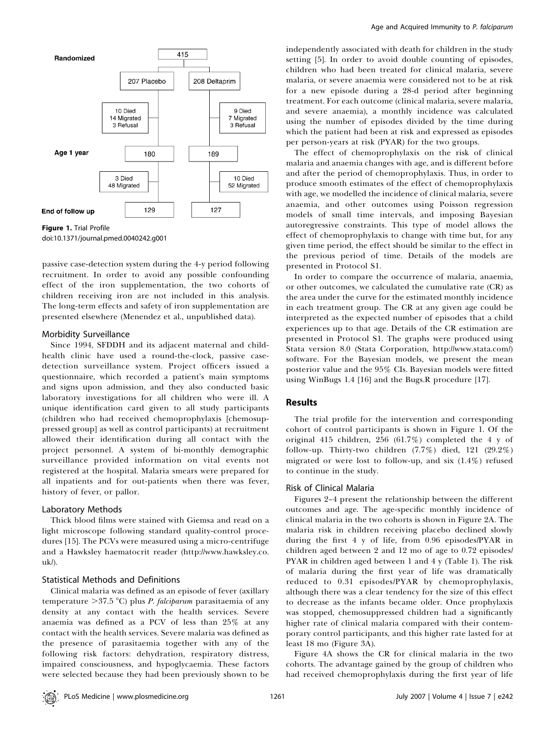Randomized

415

207 Placebo

208 Deltaprim

10 Died
14 Migrated
3 Refusal

9 Died
7 Migrated
3 Refusal

Age 1 year

180

189

3 Died
48 Migrated

10 Died
52 Migrated

End of follow up

129

127

**Figure 1.** Trial Profile

doi:10.1371/journal.pmed.0040242.g001

passive case-detection system during the 4-y period following recruitment. In order to avoid any possible confounding effect of the iron supplementation, the two cohorts of children receiving iron are not included in this analysis. The long-term effects and safety of iron supplementation are presented elsewhere (Menendez et al., unpublished data).

### Morbidity Surveillance

Since 1994, SFDDH and its adjacent maternal and child-health clinic have used a round-the-clock, passive case-detection surveillance system. Project officers issued a questionnaire, which recorded a patient's main symptoms and signs upon admission, and they also conducted basic laboratory investigations for all children who were ill. A unique identification card given to all study participants (children who had received chemoprophylaxis [chemosuppressed group] as well as control participants) at recruitment allowed their identification during all contact with the project personnel. A system of bi-monthly demographic surveillance provided information on vital events not registered at the hospital. Malaria smears were prepared for all inpatients and for out-patients when there was fever, history of fever, or pallor.

### Laboratory Methods

Thick blood films were stained with Giemsa and read on a light microscope following standard quality-control procedures [15]. The PCVs were measured using a micro-centrifuge and a Hawksley haematocrit reader (http://www.hawksley.co.uk/).

### Statistical Methods and Definitions

Clinical malaria was defined as an episode of fever (axillary temperature >37.5 °C) plus *P. falciparum* parasitaemia of any density at any contact with the health services. Severe anaemia was defined as a PCV of less than 25% at any contact with the health services. Severe malaria was defined as the presence of parasitaemia together with any of the following risk factors: dehydration, respiratory distress, impaired consciousness, and hypoglycaemia. These factors were selected because they had been previously shown to be independently associated with death for children in the study setting [5]. In order to avoid double counting of episodes, children who had been treated for clinical malaria, severe malaria, or severe anaemia were considered not to be at risk for a new episode during a 28-d period after beginning treatment. For each outcome (clinical malaria, severe malaria, and severe anaemia), a monthly incidence was calculated using the number of episodes divided by the time during which the patient had been at risk and expressed as episodes per person-years at risk (PYAR) for the two groups.

The effect of chemoprophylaxis on the risk of clinical malaria and anaemia changes with age, and is different before and after the period of chemoprophylaxis. Thus, in order to produce smooth estimates of the effect of chemoprophylaxis with age, we modelled the incidence of clinical malaria, severe anaemia, and other outcomes using Poisson regression models of small time intervals, and imposing Bayesian autoregressive constraints. This type of model allows the effect of chemoprophylaxis to change with time but, for any given time period, the effect should be similar to the effect in the previous period of time. Details of the models are presented in Protocol S1.

In order to compare the occurrence of malaria, anaemia, or other outcomes, we calculated the cumulative rate (CR) as the area under the curve for the estimated monthly incidence in each treatment group. The CR at any given age could be interpreted as the expected number of episodes that a child experiences up to that age. Details of the CR estimation are presented in Protocol S1. The graphs were produced using Stata version 8.0 (Stata Corporation, http://www.stata.com/) software. For the Bayesian models, we present the mean posterior value and the 95% CIs. Bayesian models were fitted using WinBugs 1.4 [16] and the Bugs.R procedure [17].

## Results

The trial profile for the intervention and corresponding cohort of control participants is shown in Figure 1. Of the original 415 children, 256 (61.7%) completed the 4 y of follow-up. Thirty-two children (7.7%) died, 121 (29.2%) migrated or were lost to follow-up, and six (1.4%) refused to continue in the study.

### Risk of Clinical Malaria

Figures 2–4 present the relationship between the different outcomes and age. The age-specific monthly incidence of clinical malaria in the two cohorts is shown in Figure 2A. The malaria risk in children receiving placebo declined slowly during the first 4 y of life, from 0.96 episodes/PYAR in children aged between 2 and 12 mo of age to 0.72 episodes/PYAR in children aged between 1 and 4 y (Table 1). The risk of malaria during the first year of life was dramatically reduced to 0.31 episodes/PYAR by chemoprophylaxis, although there was a clear tendency for the size of this effect to decrease as the infants became older. Once prophylaxis was stopped, chemosuppressed children had a significantly higher rate of clinical malaria compared with their contemporary control participants, and this higher rate lasted for at least 18 mo (Figure 3A).

Figure 4A shows the CR for clinical malaria in the two cohorts. The advantage gained by the group of children who had received chemoprophylaxis during the first year of life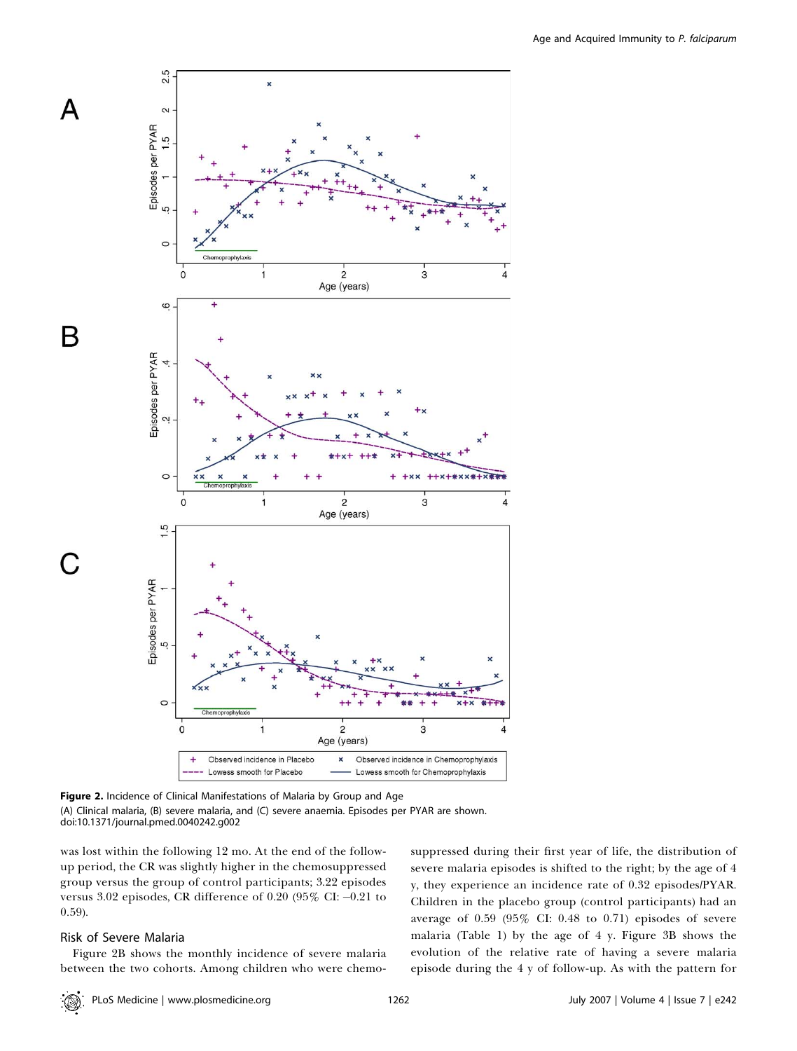A

Episodes per PYAR

0 .5 1 1.5 2 2.5

Chemoprophylaxis

0 1 2 3 4

Age (years)

B

Episodes per PYAR

0 .2 .4 .6

Chemoprophylaxis

0 1 2 3 4

Age (years)

C

Episodes per PYAR

0 .5 1 1.5

Chemoprophylaxis

0 1 2 3 4

Age (years)

+ Observed incidence in Placebo
× Observed incidence in Chemoprophylaxis
Lowess smooth for Placebo
Lowess smooth for Chemoprophylaxis

**Figure 2.** Incidence of Clinical Manifestations of Malaria by Group and Age
(A) Clinical malaria, (B) severe malaria, and (C) severe anaemia. Episodes per PYAR are shown.
doi:10.1371/journal.pmed.0040242.g002

was lost within the following 12 mo. At the end of the follow-up period, the CR was slightly higher in the chemosuppressed group versus the group of control participants; 3.22 episodes versus 3.02 episodes, CR difference of 0.20 (95% CI: −0.21 to 0.59).

### Risk of Severe Malaria

Figure 2B shows the monthly incidence of severe malaria between the two cohorts. Among children who were chemosuppressed during their first year of life, the distribution of severe malaria episodes is shifted to the right; by the age of 4 y, they experience an incidence rate of 0.32 episodes/PYAR. Children in the placebo group (control participants) had an average of 0.59 (95% CI: 0.48 to 0.71) episodes of severe malaria (Table 1) by the age of 4 y. Figure 3B shows the evolution of the relative rate of having a severe malaria episode during the 4 y of follow-up. As with the pattern for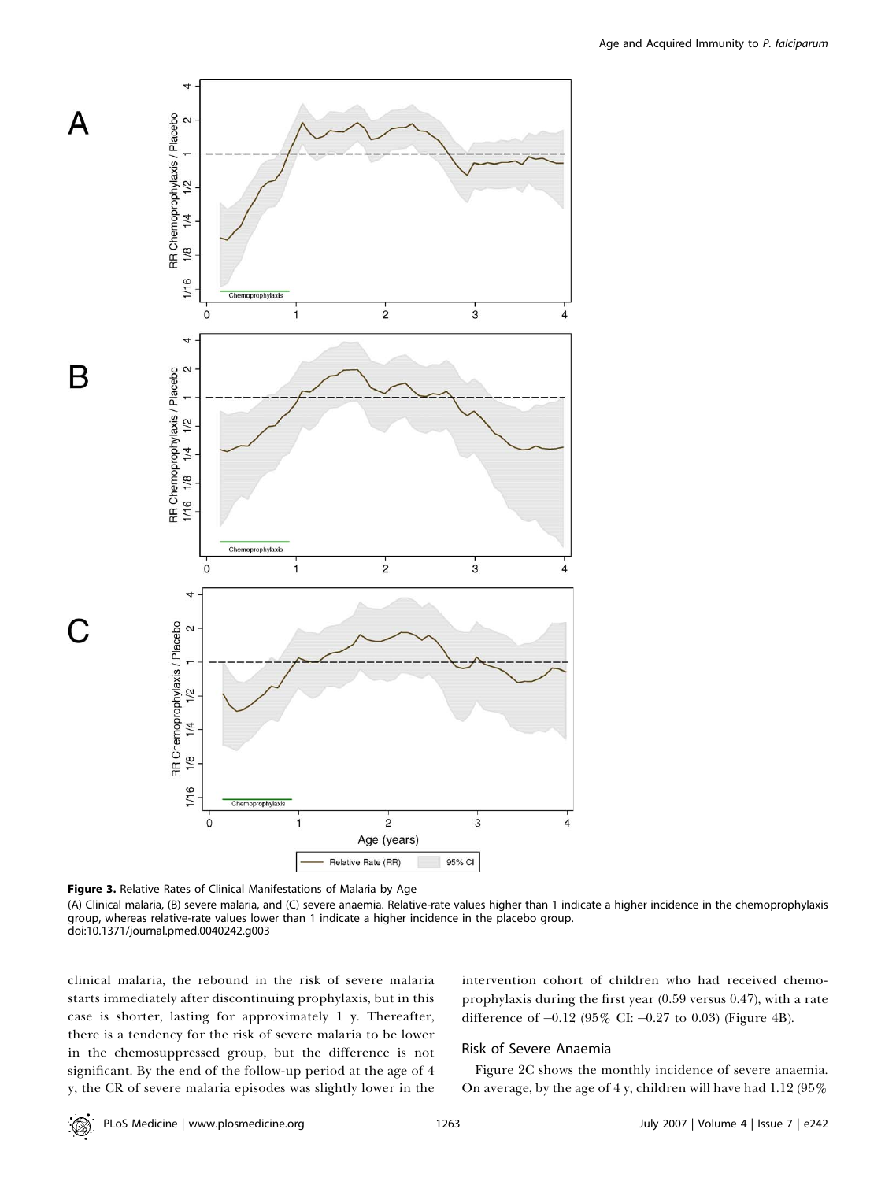A

RR Chemoprophylaxis / Placebo

4
2
1
1/2
1/4
1/8
1/16

Chemoprophylaxis

0
1
2
3
4

B

RR Chemoprophylaxis / Placebo

4
2
1
1/2
1/4
1/8
1/16

Chemoprophylaxis

0
1
2
3
4

C

RR Chemoprophylaxis / Placebo

4
2
1
1/2
1/4
1/8
1/16

Chemoprophylaxis

0
1
2
3
4

Age (years)

Relative Rate (RR)
95% CI

**Figure 3.** Relative Rates of Clinical Manifestations of Malaria by Age

(A) Clinical malaria, (B) severe malaria, and (C) severe anaemia. Relative-rate values higher than 1 indicate a higher incidence in the chemoprophylaxis group, whereas relative-rate values lower than 1 indicate a higher incidence in the placebo group.
doi:10.1371/journal.pmed.0040242.g003

clinical malaria, the rebound in the risk of severe malaria starts immediately after discontinuing prophylaxis, but in this case is shorter, lasting for approximately 1 y. Thereafter, there is a tendency for the risk of severe malaria to be lower in the chemosuppressed group, but the difference is not significant. By the end of the follow-up period at the age of 4 y, the CR of severe malaria episodes was slightly lower in the intervention cohort of children who had received chemoprophylaxis during the first year (0.59 versus 0.47), with a rate difference of −0.12 (95% CI: −0.27 to 0.03) (Figure 4B).

## Risk of Severe Anaemia

Figure 2C shows the monthly incidence of severe anaemia. On average, by the age of 4 y, children will have had 1.12 (95%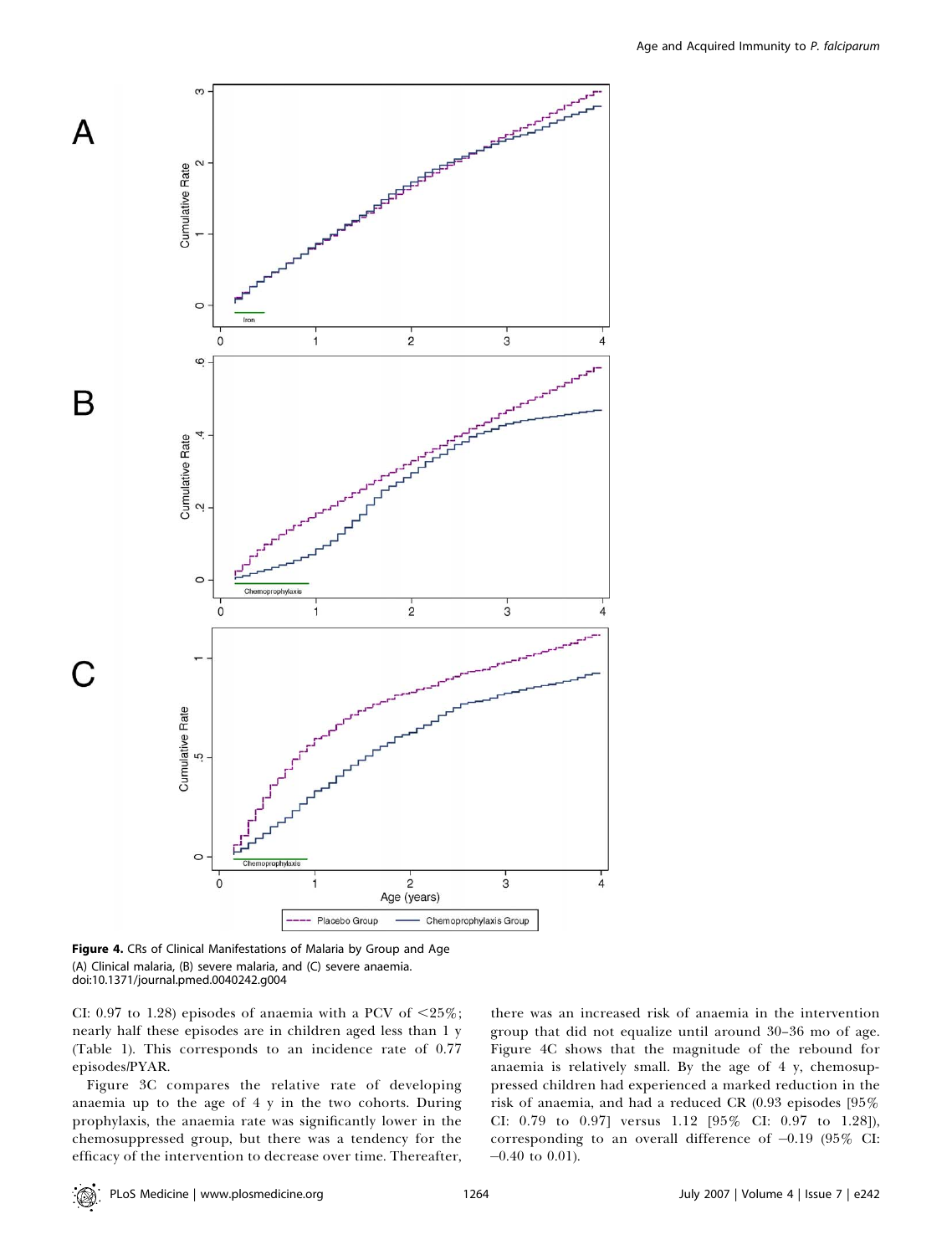A

Cumulative Rate

0 1 2 3

Iron

0 1 2 3 4

B

Cumulative Rate

0 .2 .4 .6

Chemoprophylaxis

0 1 2 3 4

C

Cumulative Rate

0 .5 1

Chemoprophylaxis

0 1 2 3 4

Age (years)

Placebo Group — Chemoprophylaxis Group

**Figure 4.** CRs of Clinical Manifestations of Malaria by Group and Age

(A) Clinical malaria, (B) severe malaria, and (C) severe anaemia.

doi:10.1371/journal.pmed.0040242.g004

CI: 0.97 to 1.28) episodes of anaemia with a PCV of <25%; nearly half these episodes are in children aged less than 1 y (Table 1). This corresponds to an incidence rate of 0.77 episodes/PYAR.

Figure 3C compares the relative rate of developing anaemia up to the age of 4 y in the two cohorts. During prophylaxis, the anaemia rate was significantly lower in the chemosuppressed group, but there was a tendency for the efficacy of the intervention to decrease over time. Thereafter, there was an increased risk of anaemia in the intervention group that did not equalize until around 30–36 mo of age. Figure 4C shows that the magnitude of the rebound for anaemia is relatively small. By the age of 4 y, chemosuppressed children had experienced a marked reduction in the risk of anaemia, and had a reduced CR (0.93 episodes [95% CI: 0.79 to 0.97] versus 1.12 [95% CI: 0.97 to 1.28]), corresponding to an overall difference of –0.19 (95% CI: –0.40 to 0.01).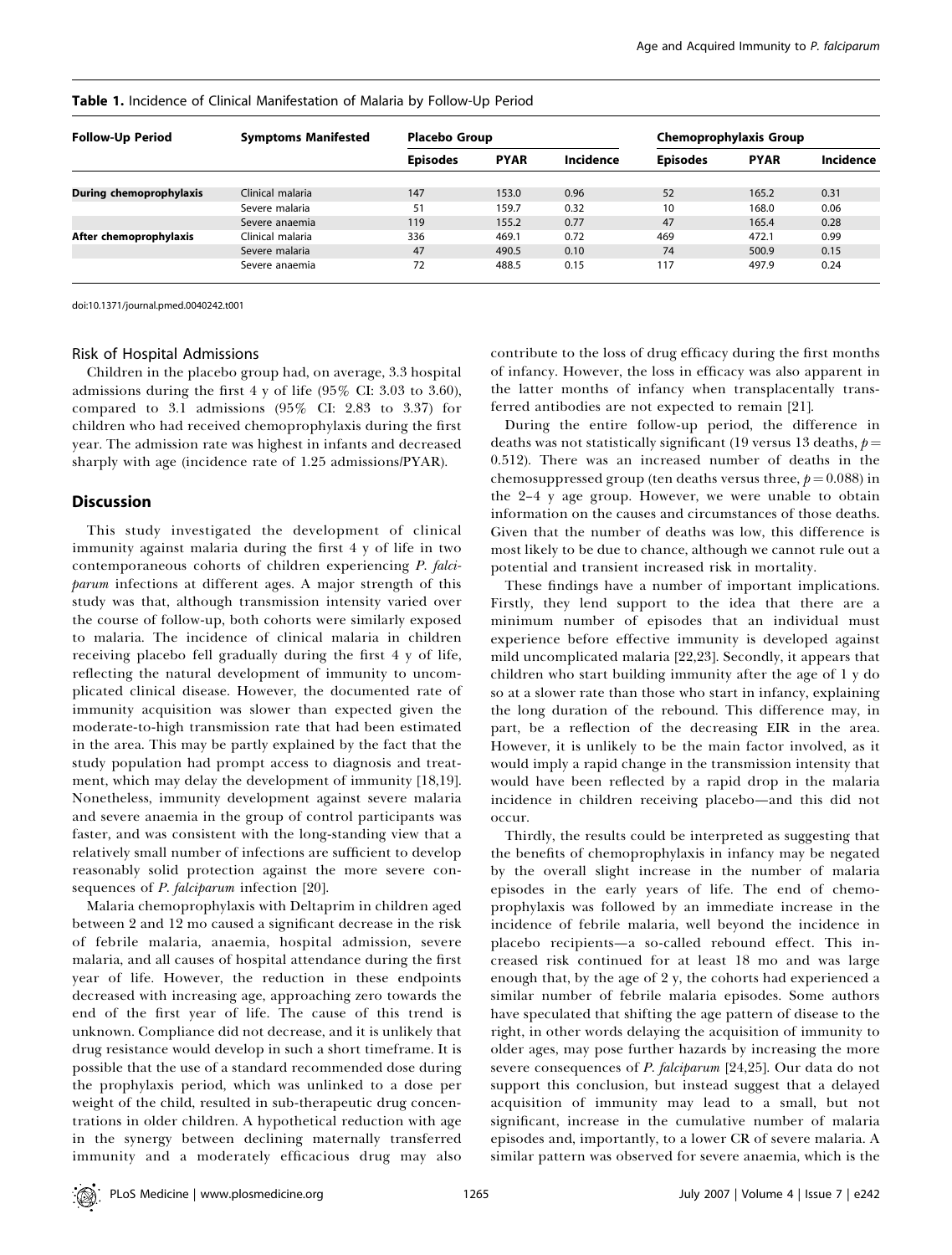**Table 1.** Incidence of Clinical Manifestation of Malaria by Follow-Up Period

| Follow-Up Period | Symptoms Manifested | Placebo Group | | | Chemoprophylaxis Group | | |
|---|---|---|---|---|---|---|---|
| | | Episodes | PYAR | Incidence | Episodes | PYAR | Incidence |
| **During chemoprophylaxis** | Clinical malaria | 147 | 153.0 | 0.96 | 52 | 165.2 | 0.31 |
| | Severe malaria | 51 | 159.7 | 0.32 | 10 | 168.0 | 0.06 |
| | Severe anaemia | 119 | 155.2 | 0.77 | 47 | 165.4 | 0.28 |
| **After chemoprophylaxis** | Clinical malaria | 336 | 469.1 | 0.72 | 469 | 472.1 | 0.99 |
| | Severe malaria | 47 | 490.5 | 0.10 | 74 | 500.9 | 0.15 |
| | Severe anaemia | 72 | 488.5 | 0.15 | 117 | 497.9 | 0.24 |

doi:10.1371/journal.pmed.0040242.t001

### Risk of Hospital Admissions

Children in the placebo group had, on average, 3.3 hospital admissions during the first 4 y of life (95% CI: 3.03 to 3.60), compared to 3.1 admissions (95% CI: 2.83 to 3.37) for children who had received chemoprophylaxis during the first year. The admission rate was highest in infants and decreased sharply with age (incidence rate of 1.25 admissions/PYAR).

## Discussion

This study investigated the development of clinical immunity against malaria during the first 4 y of life in two contemporaneous cohorts of children experiencing *P. falciparum* infections at different ages. A major strength of this study was that, although transmission intensity varied over the course of follow-up, both cohorts were similarly exposed to malaria. The incidence of clinical malaria in children receiving placebo fell gradually during the first 4 y of life, reflecting the natural development of immunity to uncomplicated clinical disease. However, the documented rate of immunity acquisition was slower than expected given the moderate-to-high transmission rate that had been estimated in the area. This may be partly explained by the fact that the study population had prompt access to diagnosis and treatment, which may delay the development of immunity [18,19]. Nonetheless, immunity development against severe malaria and severe anaemia in the group of control participants was faster, and was consistent with the long-standing view that a relatively small number of infections are sufficient to develop reasonably solid protection against the more severe consequences of *P. falciparum* infection [20].

Malaria chemoprophylaxis with Deltaprim in children aged between 2 and 12 mo caused a significant decrease in the risk of febrile malaria, anaemia, hospital admission, severe malaria, and all causes of hospital attendance during the first year of life. However, the reduction in these endpoints decreased with increasing age, approaching zero towards the end of the first year of life. The cause of this trend is unknown. Compliance did not decrease, and it is unlikely that drug resistance would develop in such a short timeframe. It is possible that the use of a standard recommended dose during the prophylaxis period, which was unlinked to a dose per weight of the child, resulted in sub-therapeutic drug concentrations in older children. A hypothetical reduction with age in the synergy between declining maternally transferred immunity and a moderately efficacious drug may also contribute to the loss of drug efficacy during the first months of infancy. However, the loss in efficacy was also apparent in the latter months of infancy when transplacentally transferred antibodies are not expected to remain [21].

During the entire follow-up period, the difference in deaths was not statistically significant (19 versus 13 deaths, $p = 0.512$). There was an increased number of deaths in the chemosuppressed group (ten deaths versus three, $p = 0.088$) in the 2–4 y age group. However, we were unable to obtain information on the causes and circumstances of those deaths. Given that the number of deaths was low, this difference is most likely to be due to chance, although we cannot rule out a potential and transient increased risk in mortality.

These findings have a number of important implications. Firstly, they lend support to the idea that there are a minimum number of episodes that an individual must experience before effective immunity is developed against mild uncomplicated malaria [22,23]. Secondly, it appears that children who start building immunity after the age of 1 y do so at a slower rate than those who start in infancy, explaining the long duration of the rebound. This difference may, in part, be a reflection of the decreasing EIR in the area. However, it is unlikely to be the main factor involved, as it would imply a rapid change in the transmission intensity that would have been reflected by a rapid drop in the malaria incidence in children receiving placebo—and this did not occur.

Thirdly, the results could be interpreted as suggesting that the benefits of chemoprophylaxis in infancy may be negated by the overall slight increase in the number of malaria episodes in the early years of life. The end of chemoprophylaxis was followed by an immediate increase in the incidence of febrile malaria, well beyond the incidence in placebo recipients—a so-called rebound effect. This increased risk continued for at least 18 mo and was large enough that, by the age of 2 y, the cohorts had experienced a similar number of febrile malaria episodes. Some authors have speculated that shifting the age pattern of disease to the right, in other words delaying the acquisition of immunity to older ages, may pose further hazards by increasing the more severe consequences of *P. falciparum* [24,25]. Our data do not support this conclusion, but instead suggest that a delayed acquisition of immunity may lead to a small, but not significant, increase in the cumulative number of malaria episodes and, importantly, to a lower CR of severe malaria. A similar pattern was observed for severe anaemia, which is the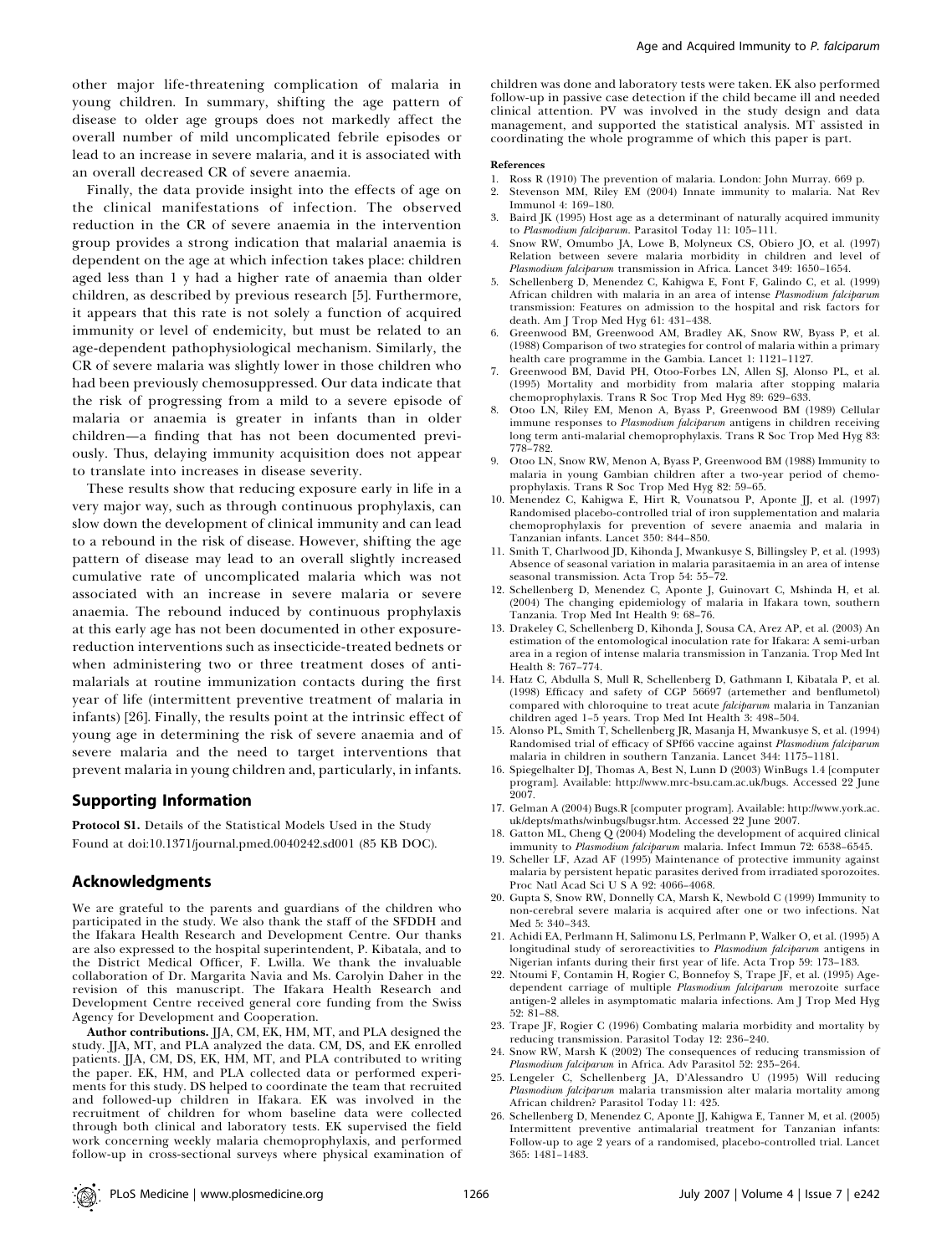other major life-threatening complication of malaria in young children. In summary, shifting the age pattern of disease to older age groups does not markedly affect the overall number of mild uncomplicated febrile episodes or lead to an increase in severe malaria, and it is associated with an overall decreased CR of severe anaemia.

Finally, the data provide insight into the effects of age on the clinical manifestations of infection. The observed reduction in the CR of severe anaemia in the intervention group provides a strong indication that malarial anaemia is dependent on the age at which infection takes place: children aged less than 1 y had a higher rate of anaemia than older children, as described by previous research [5]. Furthermore, it appears that this rate is not solely a function of acquired immunity or level of endemicity, but must be related to an age-dependent pathophysiological mechanism. Similarly, the CR of severe malaria was slightly lower in those children who had been previously chemosuppressed. Our data indicate that the risk of progressing from a mild to a severe episode of malaria or anaemia is greater in infants than in older children—a finding that has not been documented previously. Thus, delaying immunity acquisition does not appear to translate into increases in disease severity.

These results show that reducing exposure early in life in a very major way, such as through continuous prophylaxis, can slow down the development of clinical immunity and can lead to a rebound in the risk of disease. However, shifting the age pattern of disease may lead to an overall slightly increased cumulative rate of uncomplicated malaria which was not associated with an increase in severe malaria or severe anaemia. The rebound induced by continuous prophylaxis at this early age has not been documented in other exposure-reduction interventions such as insecticide-treated bednets or when administering two or three treatment doses of antimalarials at routine immunization contacts during the first year of life (intermittent preventive treatment of malaria in infants) [26]. Finally, the results point at the intrinsic effect of young age in determining the risk of severe anaemia and of severe malaria and the need to target interventions that prevent malaria in young children and, particularly, in infants.

## Supporting Information

**Protocol S1.** Details of the Statistical Models Used in the Study

Found at doi:10.1371/journal.pmed.0040242.sd001 (85 KB DOC).

## Acknowledgments

We are grateful to the parents and guardians of the children who participated in the study. We also thank the staff of the SFDDH and the Ifakara Health Research and Development Centre. Our thanks are also expressed to the hospital superintendent, P. Kibatala, and to the District Medical Officer, F. Lwilla. We thank the invaluable collaboration of Dr. Margarita Navia and Ms. Carolyin Daher in the revision of this manuscript. The Ifakara Health Research and Development Centre received general core funding from the Swiss Agency for Development and Cooperation.

**Author contributions.** JJA, CM, EK, HM, MT, and PLA designed the study. JJA, MT, and PLA analyzed the data. CM, DS, and EK enrolled patients. JJA, CM, DS, EK, HM, MT, and PLA contributed to writing the paper. EK, HM, and PLA collected data or performed experiments for this study. DS helped to coordinate the team that recruited and followed-up children in Ifakara. EK was involved in the recruitment of children for whom baseline data were collected through both clinical and laboratory tests. EK supervised the field work concerning weekly malaria chemoprophylaxis, and performed follow-up in cross-sectional surveys where physical examination of children was done and laboratory tests were taken. EK also performed follow-up in passive case detection if the child became ill and needed clinical attention. PV was involved in the study design and data management, and supported the statistical analysis. MT assisted in coordinating the whole programme of which this paper is part.

#### References

1. Ross R (1910) The prevention of malaria. London: John Murray. 669 p.
2. Stevenson MM, Riley EM (2004) Innate immunity to malaria. Nat Rev Immunol 4: 169–180.
3. Baird JK (1995) Host age as a determinant of naturally acquired immunity to *Plasmodium falciparum*. Parasitol Today 11: 105–111.
4. Snow RW, Omumbo JA, Lowe B, Molyneux CS, Obiero JO, et al. (1997) Relation between severe malaria morbidity in children and level of *Plasmodium falciparum* transmission in Africa. Lancet 349: 1650–1654.
5. Schellenberg D, Menendez C, Kahigwa E, Font F, Galindo C, et al. (1999) African children with malaria in an area of intense *Plasmodium falciparum* transmission: Features on admission to the hospital and risk factors for death. Am J Trop Med Hyg 61: 431–438.
6. Greenwood BM, Greenwood AM, Bradley AK, Snow RW, Byass P, et al. (1988) Comparison of two strategies for control of malaria within a primary health care programme in the Gambia. Lancet 1: 1121–1127.
7. Greenwood BM, David PH, Otoo-Forbes LN, Allen SJ, Alonso PL, et al. (1995) Mortality and morbidity from malaria after stopping malaria chemoprophylaxis. Trans R Soc Trop Med Hyg 89: 629–633.
8. Otoo LN, Riley EM, Menon A, Byass P, Greenwood BM (1989) Cellular immune responses to *Plasmodium falciparum* antigens in children receiving long term anti-malarial chemoprophylaxis. Trans R Soc Trop Med Hyg 83: 778–782.
9. Otoo LN, Snow RW, Menon A, Byass P, Greenwood BM (1988) Immunity to malaria in young Gambian children after a two-year period of chemoprophylaxis. Trans R Soc Trop Med Hyg 82: 59–65.
10. Menendez C, Kahigwa E, Hirt R, Vounatsou P, Aponte JJ, et al. (1997) Randomised placebo-controlled trial of iron supplementation and malaria chemoprophylaxis for prevention of severe anaemia and malaria in Tanzanian infants. Lancet 350: 844–850.
11. Smith T, Charlwood JD, Kihonda J, Mwankusye S, Billingsley P, et al. (1993) Absence of seasonal variation in malaria parasitaemia in an area of intense seasonal transmission. Acta Trop 54: 55–72.
12. Schellenberg D, Menendez C, Aponte J, Guinovart C, Mshinda H, et al. (2004) The changing epidemiology of malaria in Ifakara town, southern Tanzania. Trop Med Int Health 9: 68–76.
13. Drakeley C, Schellenberg D, Kihonda J, Sousa CA, Arez AP, et al. (2003) An estimation of the entomological inoculation rate for Ifakara: A semi-urban area in a region of intense malaria transmission in Tanzania. Trop Med Int Health 8: 767–774.
14. Hatz C, Abdulla S, Mull R, Schellenberg D, Gathmann I, Kibatala P, et al. (1998) Efficacy and safety of CGP 56697 (artemether and benflumetol) compared with chloroquine to treat acute *falciparum* malaria in Tanzanian children aged 1–5 years. Trop Med Int Health 3: 498–504.
15. Alonso PL, Smith T, Schellenberg JR, Masanja H, Mwankusye S, et al. (1994) Randomised trial of efficacy of SPf66 vaccine against *Plasmodium falciparum* malaria in children in southern Tanzania. Lancet 344: 1175–1181.
16. Spiegelhalter DJ, Thomas A, Best N, Lunn D (2003) WinBugs 1.4 [computer program]. Available: http://www.mrc-bsu.cam.ac.uk/bugs. Accessed 22 June 2007.
17. Gelman A (2004) Bugs.R [computer program]. Available: http://www.york.ac.uk/depts/maths/winbugs/bugsr.htm. Accessed 22 June 2007.
18. Gatton ML, Cheng Q (2004) Modeling the development of acquired clinical immunity to *Plasmodium falciparum* malaria. Infect Immun 72: 6538–6545.
19. Scheller LF, Azad AF (1995) Maintenance of protective immunity against malaria by persistent hepatic parasites derived from irradiated sporozoites. Proc Natl Acad Sci U S A 92: 4066–4068.
20. Gupta S, Snow RW, Donnelly CA, Marsh K, Newbold C (1999) Immunity to non-cerebral severe malaria is acquired after one or two infections. Nat Med 5: 340–343.
21. Achidi EA, Perlmann H, Salimonu LS, Perlmann P, Walker O, et al. (1995) A longitudinal study of seroreactivities to *Plasmodium falciparum* antigens in Nigerian infants during their first year of life. Acta Trop 59: 173–183.
22. Ntoumi F, Contamin H, Rogier C, Bonnefoy S, Trape JF, et al. (1995) Age-dependent carriage of multiple *Plasmodium falciparum* merozoite surface antigen-2 alleles in asymptomatic malaria infections. Am J Trop Med Hyg 52: 81–88.
23. Trape JF, Rogier C (1996) Combating malaria morbidity and mortality by reducing transmission. Parasitol Today 12: 236–240.
24. Snow RW, Marsh K (2002) The consequences of reducing transmission of *Plasmodium falciparum* in Africa. Adv Parasitol 52: 235–264.
25. Lengeler C, Schellenberg JA, D'Alessandro U (1995) Will reducing *Plasmodium falciparum* malaria transmission alter malaria mortality among African children? Parasitol Today 11: 425.
26. Schellenberg D, Menendez C, Aponte JJ, Kahigwa E, Tanner M, et al. (2005) Intermittent preventive antimalarial treatment for Tanzanian infants: Follow-up to age 2 years of a randomised, placebo-controlled trial. Lancet 365: 1481–1483.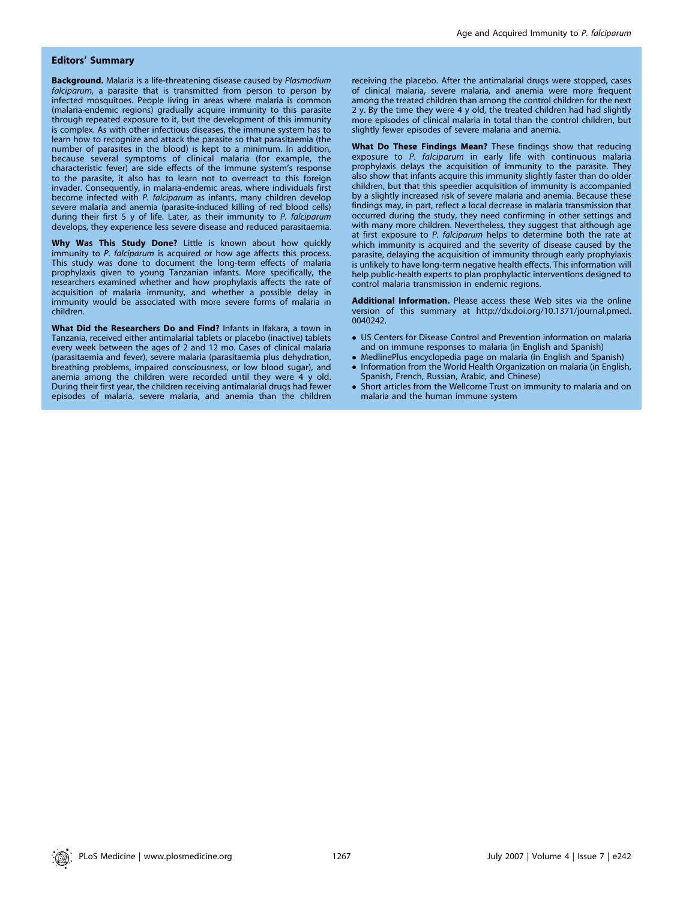## Editors' Summary

**Background.** Malaria is a life-threatening disease caused by *Plasmodium falciparum*, a parasite that is transmitted from person to person by infected mosquitoes. People living in areas where malaria is common (malaria-endemic regions) gradually acquire immunity to this parasite through repeated exposure to it, but the development of this immunity is complex. As with other infectious diseases, the immune system has to learn how to recognize and attack the parasite so that parasitaemia (the number of parasites in the blood) is kept to a minimum. In addition, because several symptoms of clinical malaria (for example, the characteristic fever) are side effects of the immune system's response to the parasite, it also has to learn not to overreact to this foreign invader. Consequently, in malaria-endemic areas, where individuals first become infected with *P. falciparum* as infants, many children develop severe malaria and anemia (parasite-induced killing of red blood cells) during their first 5 y of life. Later, as their immunity to *P. falciparum* develops, they experience less severe disease and reduced parasitaemia.

**Why Was This Study Done?** Little is known about how quickly immunity to *P. falciparum* is acquired or how age affects this process. This study was done to document the long-term effects of malaria prophylaxis given to young Tanzanian infants. More specifically, the researchers examined whether and how prophylaxis affects the rate of acquisition of malaria immunity, and whether a possible delay in immunity would be associated with more severe forms of malaria in children.

**What Did the Researchers Do and Find?** Infants in Ifakara, a town in Tanzania, received either antimalarial tablets or placebo (inactive) tablets every week between the ages of 2 and 12 mo. Cases of clinical malaria (parasitaemia and fever), severe malaria (parasitaemia plus dehydration, breathing problems, impaired consciousness, or low blood sugar), and anemia among the children were recorded until they were 4 y old. During their first year, the children receiving antimalarial drugs had fewer episodes of malaria, severe malaria, and anemia than the children receiving the placebo. After the antimalarial drugs were stopped, cases of clinical malaria, severe malaria, and anemia were more frequent among the treated children than among the control children for the next 2 y. By the time they were 4 y old, the treated children had had slightly more episodes of clinical malaria in total than the control children, but slightly fewer episodes of severe malaria and anemia.

**What Do These Findings Mean?** These findings show that reducing exposure to *P. falciparum* in early life with continuous malaria prophylaxis delays the acquisition of immunity to the parasite. They also show that infants acquire this immunity slightly faster than do older children, but that this speedier acquisition of immunity is accompanied by a slightly increased risk of severe malaria and anemia. Because these findings may, in part, reflect a local decrease in malaria transmission that occurred during the study, they need confirming in other settings and with many more children. Nevertheless, they suggest that although age at first exposure to *P. falciparum* helps to determine both the rate at which immunity is acquired and the severity of disease caused by the parasite, delaying the acquisition of immunity through early prophylaxis is unlikely to have long-term negative health effects. This information will help public-health experts to plan prophylactic interventions designed to control malaria transmission in endemic regions.

**Additional Information.** Please access these Web sites via the online version of this summary at http://dx.doi.org/10.1371/journal.pmed.0040242.

- US Centers for Disease Control and Prevention information on malaria and on immune responses to malaria (in English and Spanish)
- MedlinePlus encyclopedia page on malaria (in English and Spanish)
- Information from the World Health Organization on malaria (in English, Spanish, French, Russian, Arabic, and Chinese)
- Short articles from the Wellcome Trust on immunity to malaria and on malaria and the human immune system